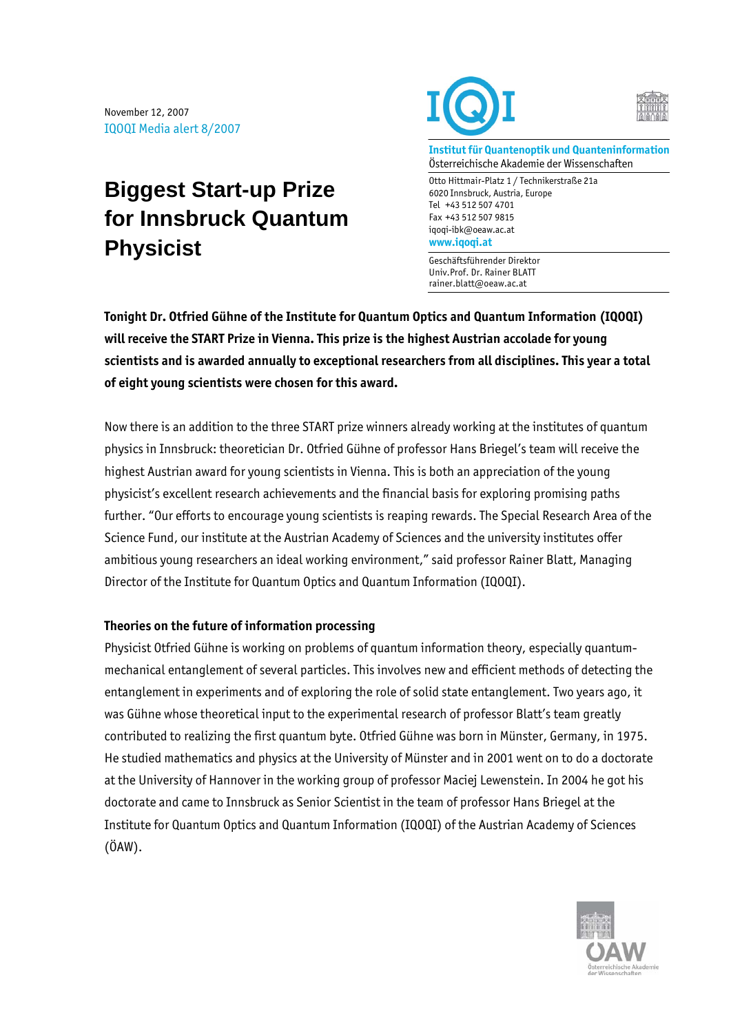November 12, 2007
IQOQI Media alert 8/2007

# Biggest Start-up Prize for Innsbruck Quantum Physicist

**Institut für Quantenoptik und Quanteninformation**
Österreichische Akademie der Wissenschaften

Otto Hittmair-Platz 1 / Technikerstraße 21a
6020 Innsbruck, Austria, Europe
Tel +43 512 507 4701
Fax +43 512 507 9815
iqoqi-ibk@oeaw.ac.at
**www.iqoqi.at**

Geschäftsführender Direktor
Univ.Prof. Dr. Rainer BLATT
rainer.blatt@oeaw.ac.at

**Tonight Dr. Otfried Gühne of the Institute for Quantum Optics and Quantum Information (IQOQI) will receive the START Prize in Vienna. This prize is the highest Austrian accolade for young scientists and is awarded annually to exceptional researchers from all disciplines. This year a total of eight young scientists were chosen for this award.**

Now there is an addition to the three START prize winners already working at the institutes of quantum physics in Innsbruck: theoretician Dr. Otfried Gühne of professor Hans Briegel's team will receive the highest Austrian award for young scientists in Vienna. This is both an appreciation of the young physicist's excellent research achievements and the financial basis for exploring promising paths further. "Our efforts to encourage young scientists is reaping rewards. The Special Research Area of the Science Fund, our institute at the Austrian Academy of Sciences and the university institutes offer ambitious young researchers an ideal working environment," said professor Rainer Blatt, Managing Director of the Institute for Quantum Optics and Quantum Information (IQOQI).

### Theories on the future of information processing

Physicist Otfried Gühne is working on problems of quantum information theory, especially quantum-mechanical entanglement of several particles. This involves new and efficient methods of detecting the entanglement in experiments and of exploring the role of solid state entanglement. Two years ago, it was Gühne whose theoretical input to the experimental research of professor Blatt's team greatly contributed to realizing the first quantum byte. Otfried Gühne was born in Münster, Germany, in 1975. He studied mathematics and physics at the University of Münster and in 2001 went on to do a doctorate at the University of Hannover in the working group of professor Maciej Lewenstein. In 2004 he got his doctorate and came to Innsbruck as Senior Scientist in the team of professor Hans Briegel at the Institute for Quantum Optics and Quantum Information (IQOQI) of the Austrian Academy of Sciences (ÖAW).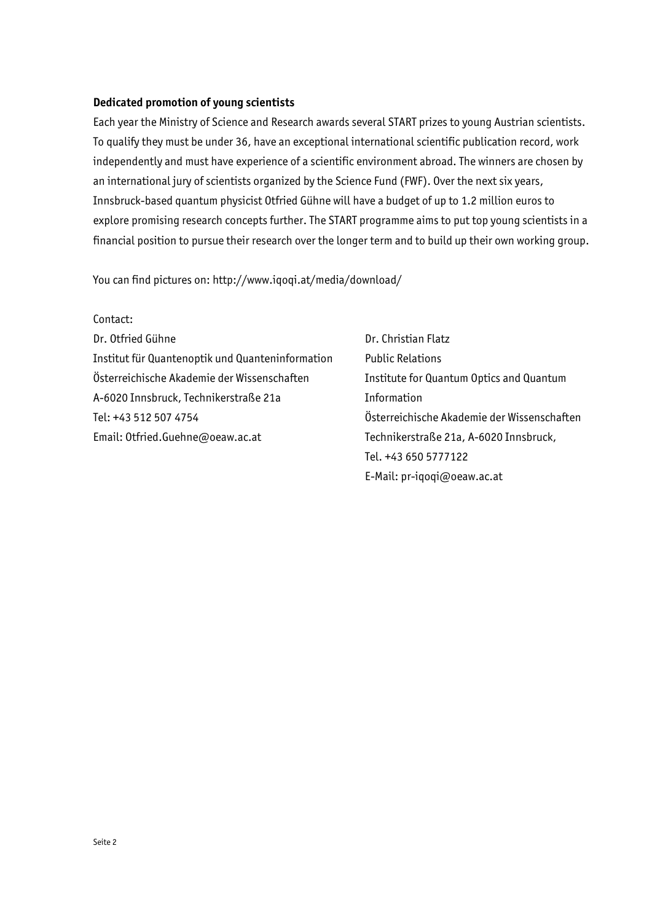**Dedicated promotion of young scientists**

Each year the Ministry of Science and Research awards several START prizes to young Austrian scientists. To qualify they must be under 36, have an exceptional international scientific publication record, work independently and must have experience of a scientific environment abroad. The winners are chosen by an international jury of scientists organized by the Science Fund (FWF). Over the next six years, Innsbruck-based quantum physicist Otfried Gühne will have a budget of up to 1.2 million euros to explore promising research concepts further. The START programme aims to put top young scientists in a financial position to pursue their research over the longer term and to build up their own working group.

You can find pictures on: http://www.iqoqi.at/media/download/

Contact:

Dr. Otfried Gühne
Institut für Quantenoptik und Quanteninformation
Österreichische Akademie der Wissenschaften
A-6020 Innsbruck, Technikerstraße 21a
Tel: +43 512 507 4754
Email: Otfried.Guehne@oeaw.ac.at

Dr. Christian Flatz
Public Relations
Institute for Quantum Optics and Quantum Information
Österreichische Akademie der Wissenschaften
Technikerstraße 21a, A-6020 Innsbruck,
Tel. +43 650 5777122
E-Mail: pr-iqoqi@oeaw.ac.at